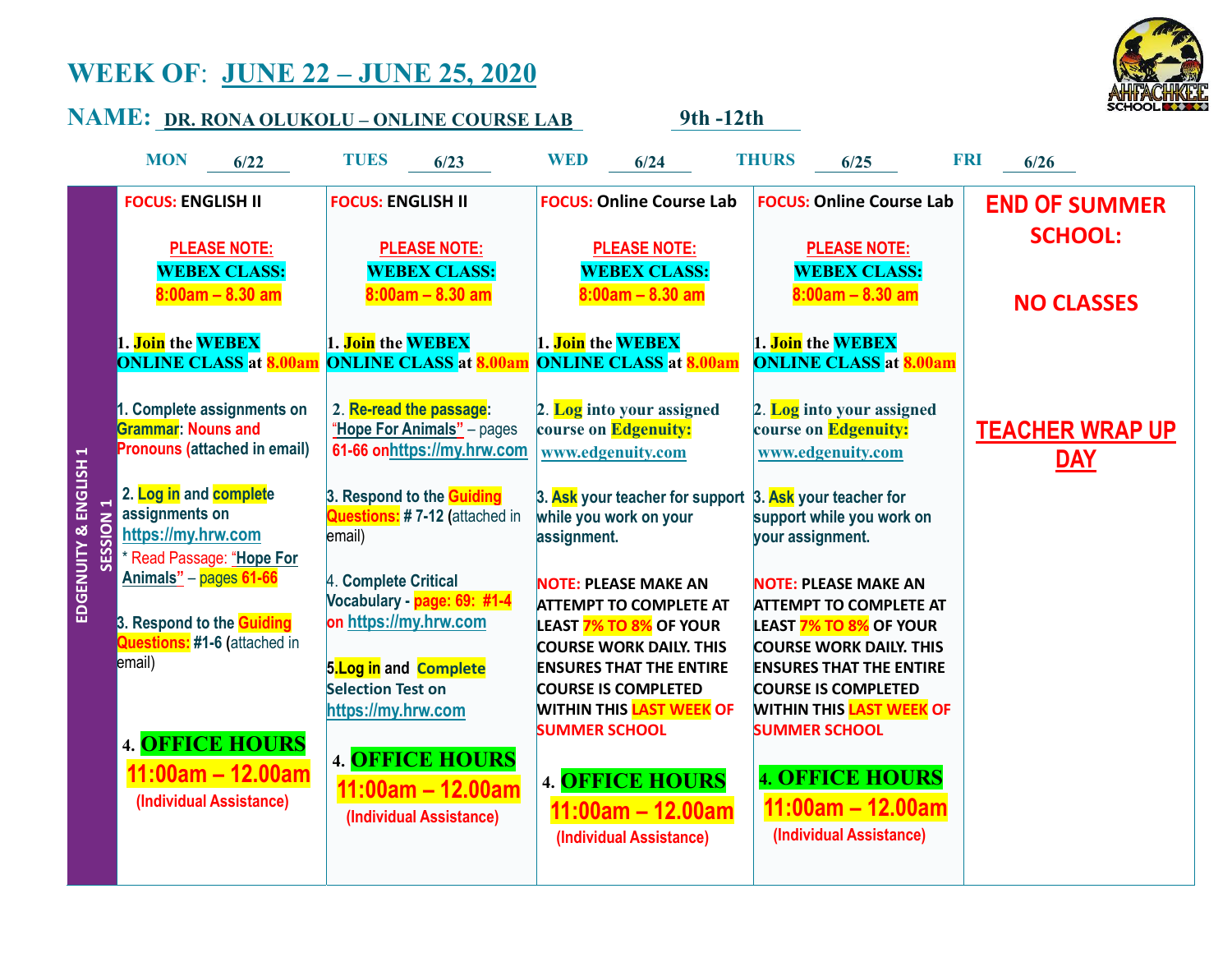# WEEK OF: JUNE 22 – JUNE 25, 2020

## NAME: DR. RONA OLUKOLU – ONLINE COURSE LAB 9th -12th

| | MON 6/22 | TUES 6/23 | WED 6/24 | THURS 6/25 | FRI 6/26 |
|---|---|---|---|---|---|
| EDGENUITY & ENGLISH 1 SESSION 1 | **FOCUS: ENGLISH II**<br><br>**PLEASE NOTE:**<br>**WEBEX CLASS:**<br>**8:00am – 8.30 am**<br><br>1. **Join** the **WEBEX ONLINE CLASS** at **8.00am**<br><br>1. Complete assignments on **Grammar**: Nouns and Pronouns (attached in email)<br><br>2. **Log in** and **complete** assignments on https://my.hrw.com<br>* Read Passage: "Hope For Animals" – pages 61-66<br><br>3. Respond to the **Guiding Questions:** #1-6 (attached in email)<br><br>4. **OFFICE HOURS**<br>**11:00am – 12.00am**<br>(Individual Assistance) | **FOCUS: ENGLISH II**<br><br>**PLEASE NOTE:**<br>**WEBEX CLASS:**<br>**8:00am – 8.30 am**<br><br>1. **Join** the **WEBEX ONLINE CLASS** at **8.00am**<br><br>2. **Re-read the passage**: "Hope For Animals" – pages 61-66 on https://my.hrw.com<br><br>3. Respond to the **Guiding Questions:** # 7-12 (attached in email)<br><br>4. Complete Critical Vocabulary - page: 69: #1-4 on https://my.hrw.com<br><br>5. **Log in** and **Complete** Selection Test on https://my.hrw.com<br><br>4. **OFFICE HOURS**<br>**11:00am – 12.00am**<br>(Individual Assistance) | **FOCUS: Online Course Lab**<br><br>**PLEASE NOTE:**<br>**WEBEX CLASS:**<br>**8:00am – 8.30 am**<br><br>1. **Join** the **WEBEX ONLINE CLASS** at **8.00am**<br><br>2. **Log** into your assigned course on **Edgenuity:** www.edgenuity.com<br><br>3. **Ask** your teacher for support while you work on your assignment.<br><br>**NOTE:** PLEASE MAKE AN ATTEMPT TO COMPLETE AT LEAST **7% TO 8%** OF YOUR COURSE WORK DAILY. THIS ENSURES THAT THE ENTIRE COURSE IS COMPLETED WITHIN THIS **LAST WEEK** OF SUMMER SCHOOL<br><br>4. **OFFICE HOURS**<br>**11:00am – 12.00am**<br>(Individual Assistance) | **FOCUS: Online Course Lab**<br><br>**PLEASE NOTE:**<br>**WEBEX CLASS:**<br>**8:00am – 8.30 am**<br><br>1. **Join** the **WEBEX ONLINE CLASS** at **8.00am**<br><br>2. **Log** into your assigned course on **Edgenuity:** www.edgenuity.com<br><br>3. **Ask** your teacher for support while you work on your assignment.<br><br>**NOTE:** PLEASE MAKE AN ATTEMPT TO COMPLETE AT LEAST **7% TO 8%** OF YOUR COURSE WORK DAILY. THIS ENSURES THAT THE ENTIRE COURSE IS COMPLETED WITHIN THIS **LAST WEEK** OF SUMMER SCHOOL<br><br>4. **OFFICE HOURS**<br>**11:00am – 12.00am**<br>(Individual Assistance) | **END OF SUMMER SCHOOL:**<br><br>**NO CLASSES**<br><br>**TEACHER WRAP UP DAY** |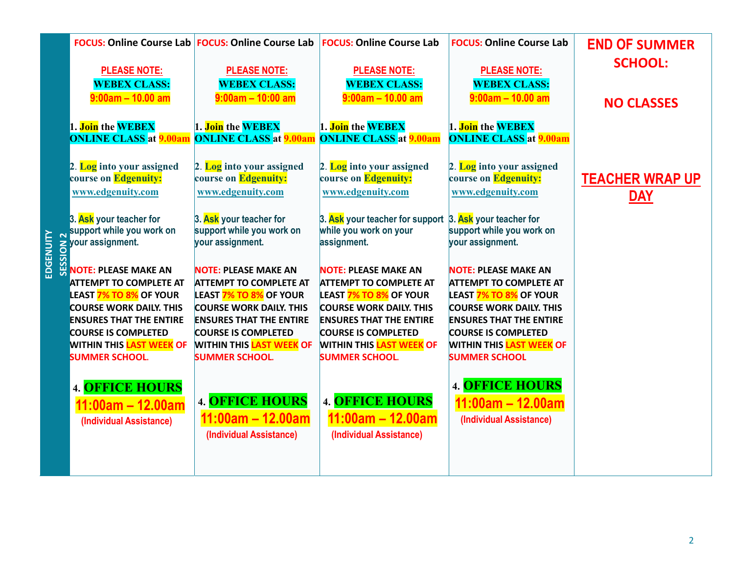| EDGENUITY SESSION 2 | | | | | |
|---|---|---|---|---|---|
| | **FOCUS:** Online Course Lab<br><br>**PLEASE NOTE:**<br>**WEBEX CLASS:**<br>**9:00am – 10.00 am**<br><br>1. **Join** the **WEBEX ONLINE CLASS** at **9.00am**<br><br>2. **Log** into your assigned course on **Edgenuity:** www.edgenuity.com<br><br>3. **Ask** your teacher for support while you work on your assignment.<br><br>**NOTE:** PLEASE MAKE AN ATTEMPT TO COMPLETE AT LEAST **7% TO 8%** OF YOUR COURSE WORK DAILY. THIS ENSURES THAT THE ENTIRE COURSE IS COMPLETED WITHIN THIS **LAST WEEK** OF SUMMER SCHOOL.<br><br>4. **OFFICE HOURS**<br>**11:00am – 12.00am**<br>(Individual Assistance) | **FOCUS:** Online Course Lab<br><br>**PLEASE NOTE:**<br>**WEBEX CLASS:**<br>**9:00am – 10:00 am**<br><br>1. **Join** the **WEBEX ONLINE CLASS** at **9.00am**<br><br>2. **Log** into your assigned course on **Edgenuity:** www.edgenuity.com<br><br>3. **Ask** your teacher for support while you work on your assignment.<br><br>**NOTE:** PLEASE MAKE AN ATTEMPT TO COMPLETE AT LEAST **7% TO 8%** OF YOUR COURSE WORK DAILY. THIS ENSURES THAT THE ENTIRE COURSE IS COMPLETED WITHIN THIS **LAST WEEK** OF SUMMER SCHOOL.<br><br>4. **OFFICE HOURS**<br>**11:00am – 12.00am**<br>(Individual Assistance) | **FOCUS:** Online Course Lab<br><br>**PLEASE NOTE:**<br>**WEBEX CLASS:**<br>**9:00am – 10.00 am**<br><br>1. **Join** the **WEBEX ONLINE CLASS** at **9.00am**<br><br>2. **Log** into your assigned course on **Edgenuity:** www.edgenuity.com<br><br>3. **Ask** your teacher for support while you work on your assignment.<br><br>**NOTE:** PLEASE MAKE AN ATTEMPT TO COMPLETE AT LEAST **7% TO 8%** OF YOUR COURSE WORK DAILY. THIS ENSURES THAT THE ENTIRE COURSE IS COMPLETED WITHIN THIS **LAST WEEK** OF SUMMER SCHOOL.<br><br>4. **OFFICE HOURS**<br>**11:00am – 12.00am**<br>(Individual Assistance) | **FOCUS:** Online Course Lab<br><br>**PLEASE NOTE:**<br>**WEBEX CLASS:**<br>**9:00am – 10.00 am**<br><br>1. **Join** the **WEBEX ONLINE CLASS** at **9.00am**<br><br>2. **Log** into your assigned course on **Edgenuity:** www.edgenuity.com<br><br>3. **Ask** your teacher for support while you work on your assignment.<br><br>**NOTE:** PLEASE MAKE AN ATTEMPT TO COMPLETE AT LEAST **7% TO 8%** OF YOUR COURSE WORK DAILY. THIS ENSURES THAT THE ENTIRE COURSE IS COMPLETED WITHIN THIS **LAST WEEK** OF SUMMER SCHOOL<br><br>4. **OFFICE HOURS**<br>**11:00am – 12.00am**<br>(Individual Assistance) | **END OF SUMMER SCHOOL:**<br><br>**NO CLASSES**<br><br>**TEACHER WRAP UP DAY** |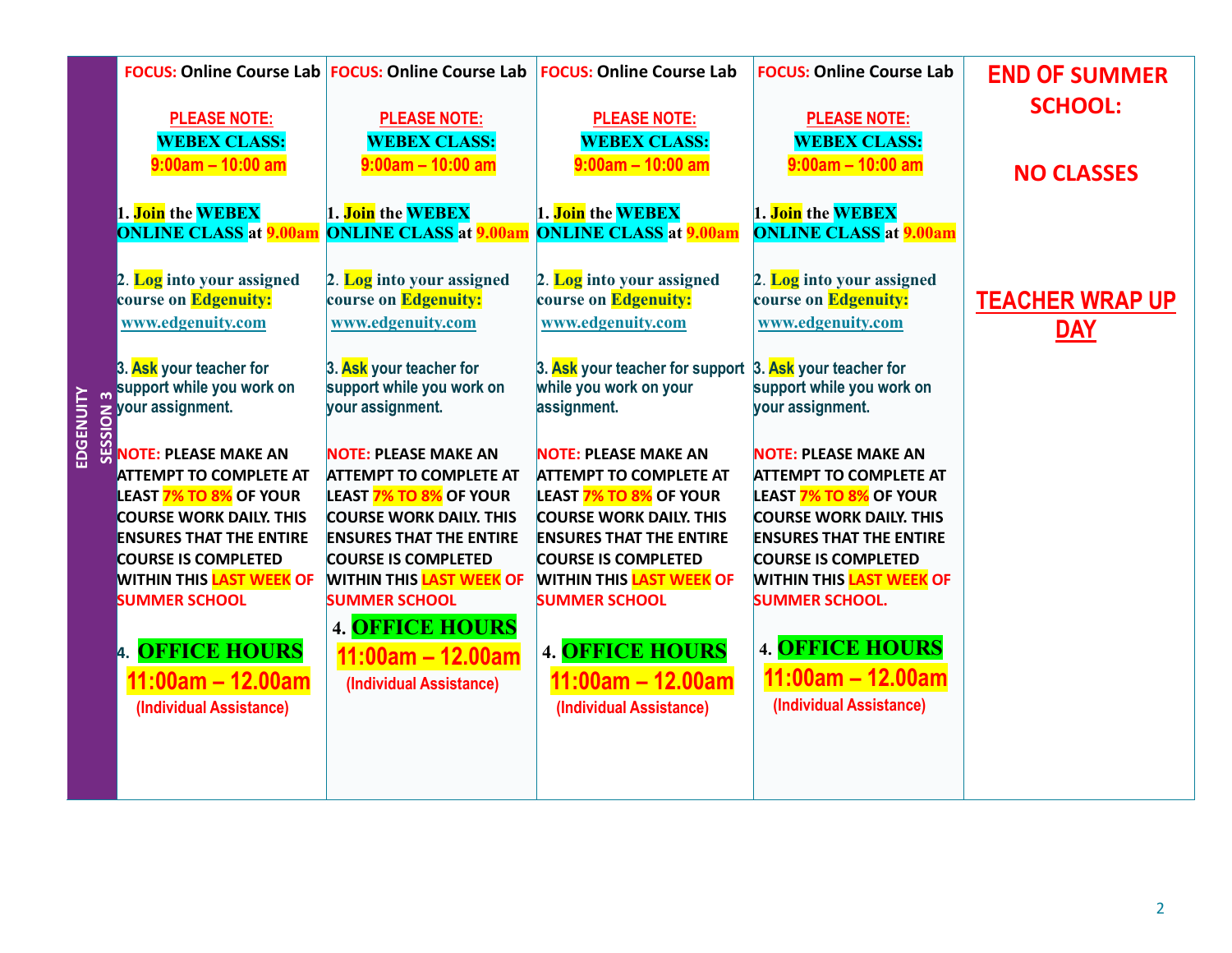| | | | | | |
|---|---|---|---|---|---|
| EDGENUITY SESSION 3 | **FOCUS:** Online Course Lab<br><br>**PLEASE NOTE:**<br>**WEBEX CLASS:**<br>**9:00am – 10:00 am**<br><br>**1. Join the WEBEX ONLINE CLASS at 9.00am**<br><br>**2. Log into your assigned course on Edgenuity:** www.edgenuity.com<br><br>3. **Ask** your teacher for support while you work on your assignment.<br><br>**NOTE:** PLEASE MAKE AN ATTEMPT TO COMPLETE AT LEAST 7% TO 8% OF YOUR COURSE WORK DAILY. THIS ENSURES THAT THE ENTIRE COURSE IS COMPLETED WITHIN THIS LAST WEEK OF SUMMER SCHOOL<br><br>**4. OFFICE HOURS**<br>**11:00am – 12.00am**<br>(Individual Assistance) | **FOCUS:** Online Course Lab<br><br>**PLEASE NOTE:**<br>**WEBEX CLASS:**<br>**9:00am – 10:00 am**<br><br>**1. Join the WEBEX ONLINE CLASS at 9.00am**<br><br>**2. Log into your assigned course on Edgenuity:** www.edgenuity.com<br><br>3. **Ask** your teacher for support while you work on your assignment.<br><br>**NOTE:** PLEASE MAKE AN ATTEMPT TO COMPLETE AT LEAST 7% TO 8% OF YOUR COURSE WORK DAILY. THIS ENSURES THAT THE ENTIRE COURSE IS COMPLETED WITHIN THIS LAST WEEK OF SUMMER SCHOOL<br><br>**4. OFFICE HOURS**<br>**11:00am – 12.00am**<br>(Individual Assistance) | **FOCUS:** Online Course Lab<br><br>**PLEASE NOTE:**<br>**WEBEX CLASS:**<br>**9:00am – 10:00 am**<br><br>**1. Join the WEBEX ONLINE CLASS at 9.00am**<br><br>**2. Log into your assigned course on Edgenuity:** www.edgenuity.com<br><br>3. **Ask** your teacher for support while you work on your assignment.<br><br>**NOTE:** PLEASE MAKE AN ATTEMPT TO COMPLETE AT LEAST 7% TO 8% OF YOUR COURSE WORK DAILY. THIS ENSURES THAT THE ENTIRE COURSE IS COMPLETED WITHIN THIS LAST WEEK OF SUMMER SCHOOL<br><br>**4. OFFICE HOURS**<br>**11:00am – 12.00am**<br>(Individual Assistance) | **FOCUS:** Online Course Lab<br><br>**PLEASE NOTE:**<br>**WEBEX CLASS:**<br>**9:00am – 10:00 am**<br><br>**1. Join the WEBEX ONLINE CLASS at 9.00am**<br><br>**2. Log into your assigned course on Edgenuity:** www.edgenuity.com<br><br>3. **Ask** your teacher for support while you work on your assignment.<br><br>**NOTE:** PLEASE MAKE AN ATTEMPT TO COMPLETE AT LEAST 7% TO 8% OF YOUR COURSE WORK DAILY. THIS ENSURES THAT THE ENTIRE COURSE IS COMPLETED WITHIN THIS LAST WEEK OF SUMMER SCHOOL.<br><br>**4. OFFICE HOURS**<br>**11:00am – 12.00am**<br>(Individual Assistance) | **END OF SUMMER SCHOOL:**<br><br>**NO CLASSES**<br><br>**TEACHER WRAP UP DAY** |